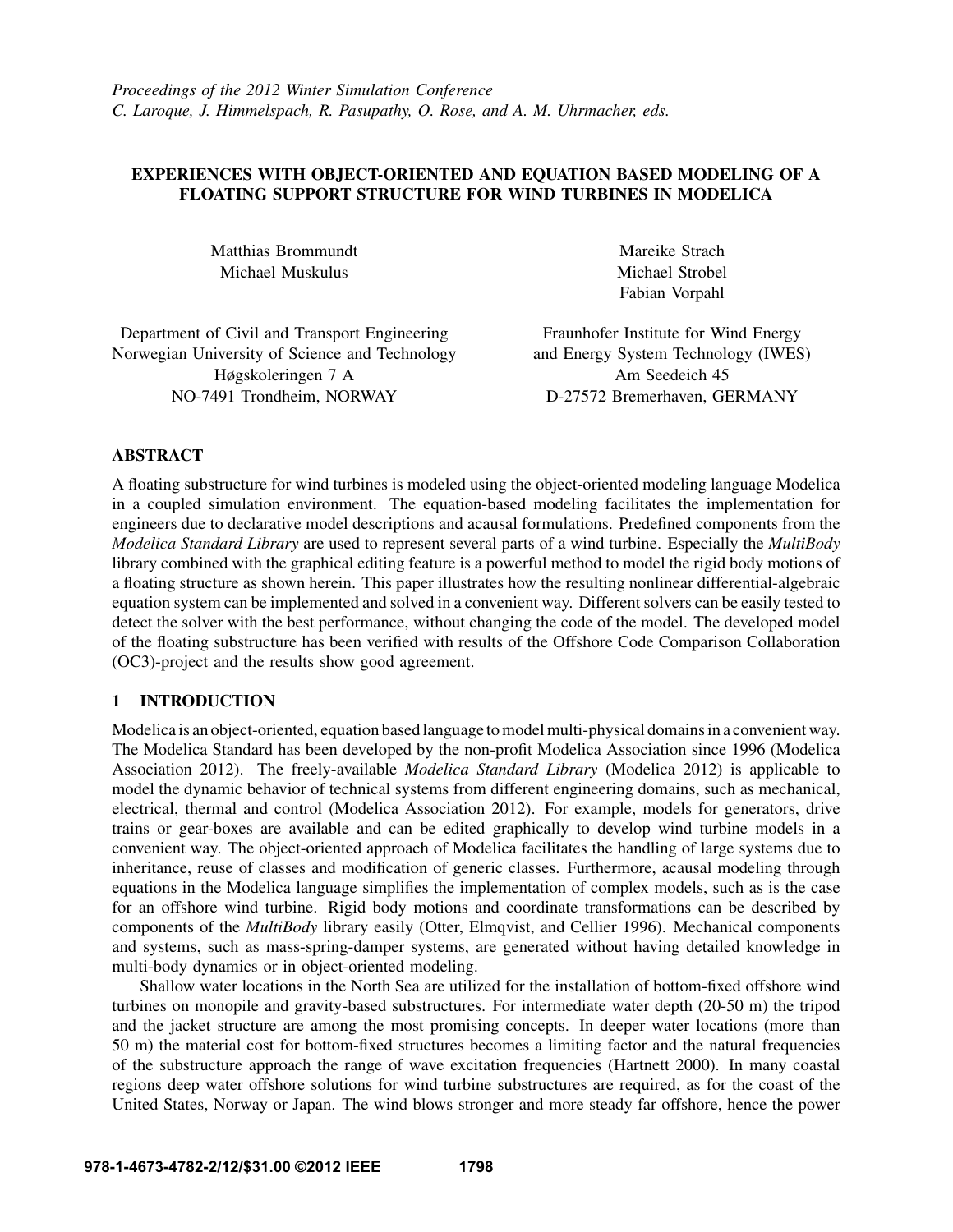*Proceedings of the 2012 Winter Simulation Conference*
*C. Laroque, J. Himmelspach, R. Pasupathy, O. Rose, and A. M. Uhrmacher, eds.*

# EXPERIENCES WITH OBJECT-ORIENTED AND EQUATION BASED MODELING OF A FLOATING SUPPORT STRUCTURE FOR WIND TURBINES IN MODELICA

Matthias Brommundt
Michael Muskulus

Department of Civil and Transport Engineering
Norwegian University of Science and Technology
Høgskoleringen 7 A
NO-7491 Trondheim, NORWAY

Mareike Strach
Michael Strobel
Fabian Vorpahl

Fraunhofer Institute for Wind Energy
and Energy System Technology (IWES)
Am Seedeich 45
D-27572 Bremerhaven, GERMANY

## ABSTRACT

A floating substructure for wind turbines is modeled using the object-oriented modeling language Modelica in a coupled simulation environment. The equation-based modeling facilitates the implementation for engineers due to declarative model descriptions and acausal formulations. Predefined components from the *Modelica Standard Library* are used to represent several parts of a wind turbine. Especially the *MultiBody* library combined with the graphical editing feature is a powerful method to model the rigid body motions of a floating structure as shown herein. This paper illustrates how the resulting nonlinear differential-algebraic equation system can be implemented and solved in a convenient way. Different solvers can be easily tested to detect the solver with the best performance, without changing the code of the model. The developed model of the floating substructure has been verified with results of the Offshore Code Comparison Collaboration (OC3)-project and the results show good agreement.

## 1 INTRODUCTION

Modelica is an object-oriented, equation based language to model multi-physical domains in a convenient way. The Modelica Standard has been developed by the non-profit Modelica Association since 1996 (Modelica Association 2012). The freely-available *Modelica Standard Library* (Modelica 2012) is applicable to model the dynamic behavior of technical systems from different engineering domains, such as mechanical, electrical, thermal and control (Modelica Association 2012). For example, models for generators, drive trains or gear-boxes are available and can be edited graphically to develop wind turbine models in a convenient way. The object-oriented approach of Modelica facilitates the handling of large systems due to inheritance, reuse of classes and modification of generic classes. Furthermore, acausal modeling through equations in the Modelica language simplifies the implementation of complex models, such as is the case for an offshore wind turbine. Rigid body motions and coordinate transformations can be described by components of the *MultiBody* library easily (Otter, Elmqvist, and Cellier 1996). Mechanical components and systems, such as mass-spring-damper systems, are generated without having detailed knowledge in multi-body dynamics or in object-oriented modeling.

Shallow water locations in the North Sea are utilized for the installation of bottom-fixed offshore wind turbines on monopile and gravity-based substructures. For intermediate water depth (20-50 m) the tripod and the jacket structure are among the most promising concepts. In deeper water locations (more than 50 m) the material cost for bottom-fixed structures becomes a limiting factor and the natural frequencies of the substructure approach the range of wave excitation frequencies (Hartnett 2000). In many coastal regions deep water offshore solutions for wind turbine substructures are required, as for the coast of the United States, Norway or Japan. The wind blows stronger and more steady far offshore, hence the power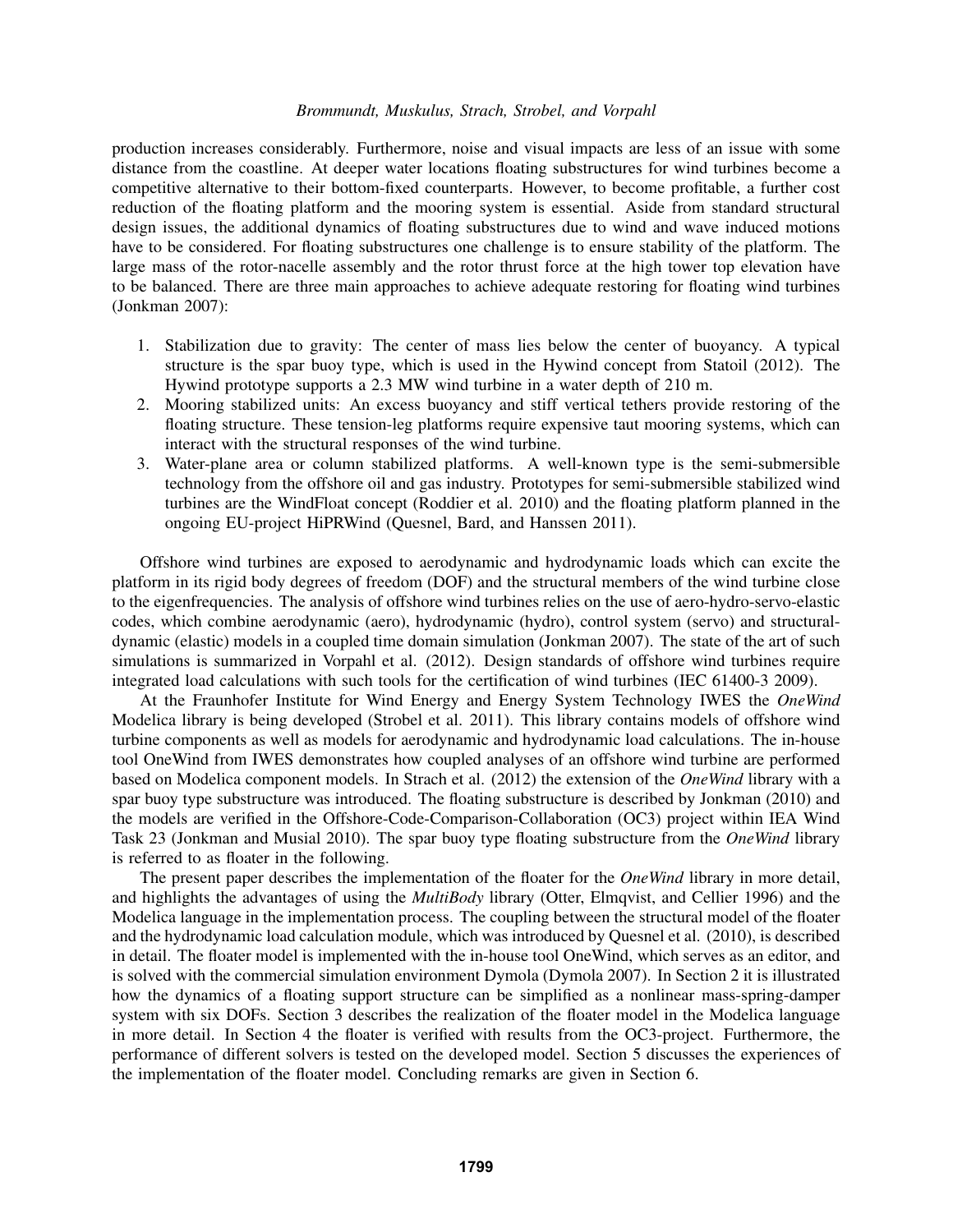production increases considerably. Furthermore, noise and visual impacts are less of an issue with some distance from the coastline. At deeper water locations floating substructures for wind turbines become a competitive alternative to their bottom-fixed counterparts. However, to become profitable, a further cost reduction of the floating platform and the mooring system is essential. Aside from standard structural design issues, the additional dynamics of floating substructures due to wind and wave induced motions have to be considered. For floating substructures one challenge is to ensure stability of the platform. The large mass of the rotor-nacelle assembly and the rotor thrust force at the high tower top elevation have to be balanced. There are three main approaches to achieve adequate restoring for floating wind turbines (Jonkman 2007):

1. Stabilization due to gravity: The center of mass lies below the center of buoyancy. A typical structure is the spar buoy type, which is used in the Hywind concept from Statoil (2012). The Hywind prototype supports a 2.3 MW wind turbine in a water depth of 210 m.
2. Mooring stabilized units: An excess buoyancy and stiff vertical tethers provide restoring of the floating structure. These tension-leg platforms require expensive taut mooring systems, which can interact with the structural responses of the wind turbine.
3. Water-plane area or column stabilized platforms. A well-known type is the semi-submersible technology from the offshore oil and gas industry. Prototypes for semi-submersible stabilized wind turbines are the WindFloat concept (Roddier et al. 2010) and the floating platform planned in the ongoing EU-project HiPRWind (Quesnel, Bard, and Hanssen 2011).

Offshore wind turbines are exposed to aerodynamic and hydrodynamic loads which can excite the platform in its rigid body degrees of freedom (DOF) and the structural members of the wind turbine close to the eigenfrequencies. The analysis of offshore wind turbines relies on the use of aero-hydro-servo-elastic codes, which combine aerodynamic (aero), hydrodynamic (hydro), control system (servo) and structural-dynamic (elastic) models in a coupled time domain simulation (Jonkman 2007). The state of the art of such simulations is summarized in Vorpahl et al. (2012). Design standards of offshore wind turbines require integrated load calculations with such tools for the certification of wind turbines (IEC 61400-3 2009).

At the Fraunhofer Institute for Wind Energy and Energy System Technology IWES the *OneWind* Modelica library is being developed (Strobel et al. 2011). This library contains models of offshore wind turbine components as well as models for aerodynamic and hydrodynamic load calculations. The in-house tool OneWind from IWES demonstrates how coupled analyses of an offshore wind turbine are performed based on Modelica component models. In Strach et al. (2012) the extension of the *OneWind* library with a spar buoy type substructure was introduced. The floating substructure is described by Jonkman (2010) and the models are verified in the Offshore-Code-Comparison-Collaboration (OC3) project within IEA Wind Task 23 (Jonkman and Musial 2010). The spar buoy type floating substructure from the *OneWind* library is referred to as floater in the following.

The present paper describes the implementation of the floater for the *OneWind* library in more detail, and highlights the advantages of using the *MultiBody* library (Otter, Elmqvist, and Cellier 1996) and the Modelica language in the implementation process. The coupling between the structural model of the floater and the hydrodynamic load calculation module, which was introduced by Quesnel et al. (2010), is described in detail. The floater model is implemented with the in-house tool OneWind, which serves as an editor, and is solved with the commercial simulation environment Dymola (Dymola 2007). In Section 2 it is illustrated how the dynamics of a floating support structure can be simplified as a nonlinear mass-spring-damper system with six DOFs. Section 3 describes the realization of the floater model in the Modelica language in more detail. In Section 4 the floater is verified with results from the OC3-project. Furthermore, the performance of different solvers is tested on the developed model. Section 5 discusses the experiences of the implementation of the floater model. Concluding remarks are given in Section 6.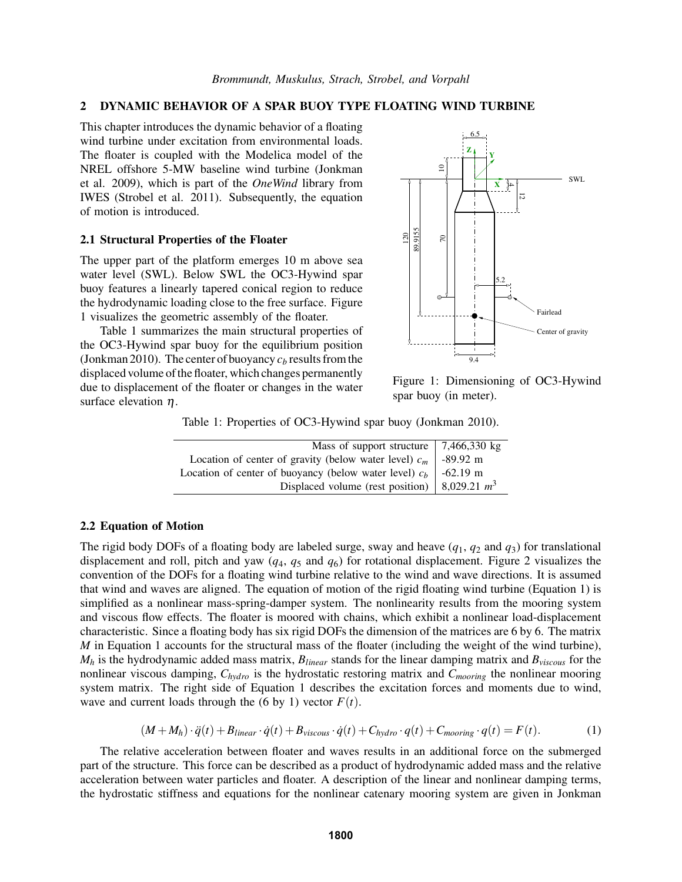## 2 DYNAMIC BEHAVIOR OF A SPAR BUOY TYPE FLOATING WIND TURBINE

This chapter introduces the dynamic behavior of a floating wind turbine under excitation from environmental loads. The floater is coupled with the Modelica model of the NREL offshore 5-MW baseline wind turbine (Jonkman et al. 2009), which is part of the *OneWind* library from IWES (Strobel et al. 2011). Subsequently, the equation of motion is introduced.

### 2.1 Structural Properties of the Floater

The upper part of the platform emerges 10 m above sea water level (SWL). Below SWL the OC3-Hywind spar buoy features a linearly tapered conical region to reduce the hydrodynamic loading close to the free surface. Figure 1 visualizes the geometric assembly of the floater.

Table 1 summarizes the main structural properties of the OC3-Hywind spar buoy for the equilibrium position (Jonkman 2010). The center of buoyancy $c_b$ results from the displaced volume of the floater, which changes permanently due to displacement of the floater or changes in the water surface elevation $\eta$.

Figure 1: Dimensioning of OC3-Hywind spar buoy (in meter).

Table 1: Properties of OC3-Hywind spar buoy (Jonkman 2010).

| | |
|---|---|
| Mass of support structure | 7,466,330 kg |
| Location of center of gravity (below water level) $c_m$ | -89.92 m |
| Location of center of buoyancy (below water level) $c_b$ | -62.19 m |
| Displaced volume (rest position) | 8,029.21 $m^3$ |

### 2.2 Equation of Motion

The rigid body DOFs of a floating body are labeled surge, sway and heave ($q_1$, $q_2$ and $q_3$) for translational displacement and roll, pitch and yaw ($q_4$, $q_5$ and $q_6$) for rotational displacement. Figure 2 visualizes the convention of the DOFs for a floating wind turbine relative to the wind and wave directions. It is assumed that wind and waves are aligned. The equation of motion of the rigid floating wind turbine (Equation 1) is simplified as a nonlinear mass-spring-damper system. The nonlinearity results from the mooring system and viscous flow effects. The floater is moored with chains, which exhibit a nonlinear load-displacement characteristic. Since a floating body has six rigid DOFs the dimension of the matrices are 6 by 6. The matrix $M$ in Equation 1 accounts for the structural mass of the floater (including the weight of the wind turbine), $M_h$ is the hydrodynamic added mass matrix, $B_{linear}$ stands for the linear damping matrix and $B_{viscous}$ for the nonlinear viscous damping, $C_{hydro}$ is the hydrostatic restoring matrix and $C_{mooring}$ the nonlinear mooring system matrix. The right side of Equation 1 describes the excitation forces and moments due to wind, wave and current loads through the (6 by 1) vector $F(t)$.

$$(M+M_h)\cdot\ddot{q}(t)+B_{linear}\cdot\dot{q}(t)+B_{viscous}\cdot\dot{q}(t)+C_{hydro}\cdot q(t)+C_{mooring}\cdot q(t)=F(t). \tag{1}$$

The relative acceleration between floater and waves results in an additional force on the submerged part of the structure. This force can be described as a product of hydrodynamic added mass and the relative acceleration between water particles and floater. A description of the linear and nonlinear damping terms, the hydrostatic stiffness and equations for the nonlinear catenary mooring system are given in Jonkman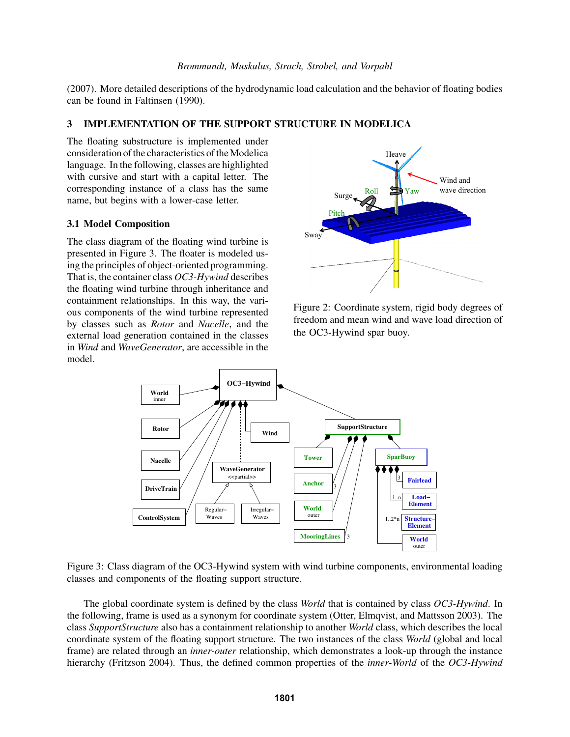(2007). More detailed descriptions of the hydrodynamic load calculation and the behavior of floating bodies can be found in Faltinsen (1990).

## 3 IMPLEMENTATION OF THE SUPPORT STRUCTURE IN MODELICA

The floating substructure is implemented under consideration of the characteristics of the Modelica language. In the following, classes are highlighted with cursive and start with a capital letter. The corresponding instance of a class has the same name, but begins with a lower-case letter.

### 3.1 Model Composition

The class diagram of the floating wind turbine is presented in Figure 3. The floater is modeled using the principles of object-oriented programming. That is, the container class *OC3-Hywind* describes the floating wind turbine through inheritance and containment relationships. In this way, the various components of the wind turbine represented by classes such as *Rotor* and *Nacelle*, and the external load generation contained in the classes in *Wind* and *WaveGenerator*, are accessible in the model.

Figure 2: Coordinate system, rigid body degrees of freedom and mean wind and wave load direction of the OC3-Hywind spar buoy.

Figure 3: Class diagram of the OC3-Hywind system with wind turbine components, environmental loading classes and components of the floating support structure.

The global coordinate system is defined by the class *World* that is contained by class *OC3-Hywind*. In the following, frame is used as a synonym for coordinate system (Otter, Elmqvist, and Mattsson 2003). The class *SupportStructure* also has a containment relationship to another *World* class, which describes the local coordinate system of the floating support structure. The two instances of the class *World* (global and local frame) are related through an *inner-outer* relationship, which demonstrates a look-up through the instance hierarchy (Fritzson 2004). Thus, the defined common properties of the *inner-World* of the *OC3-Hywind*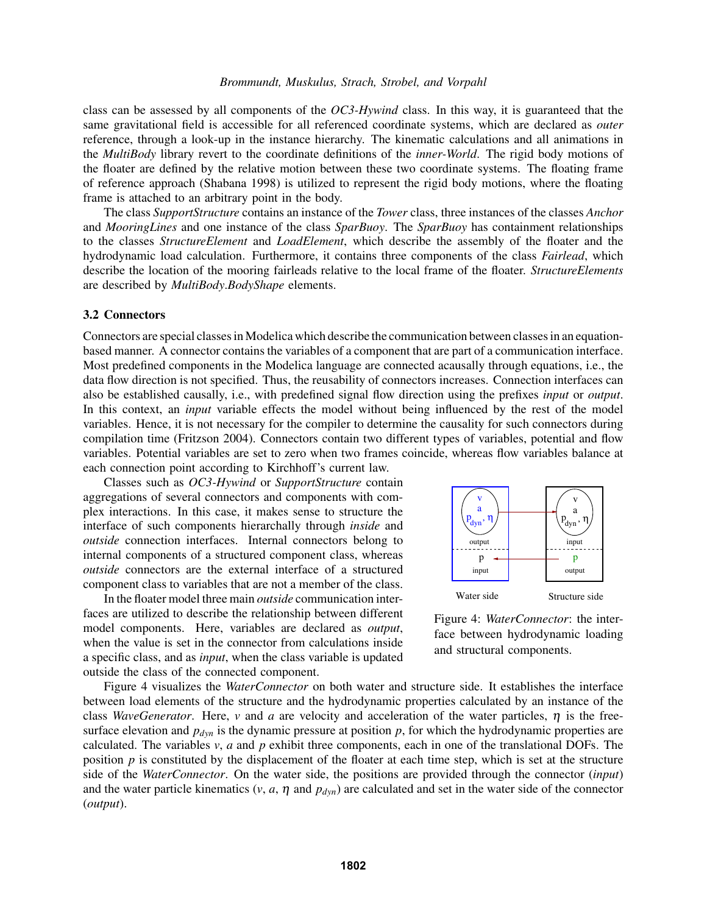class can be assessed by all components of the *OC3-Hywind* class. In this way, it is guaranteed that the same gravitational field is accessible for all referenced coordinate systems, which are declared as *outer* reference, through a look-up in the instance hierarchy. The kinematic calculations and all animations in the *MultiBody* library revert to the coordinate definitions of the *inner-World*. The rigid body motions of the floater are defined by the relative motion between these two coordinate systems. The floating frame of reference approach (Shabana 1998) is utilized to represent the rigid body motions, where the floating frame is attached to an arbitrary point in the body.

The class *SupportStructure* contains an instance of the *Tower* class, three instances of the classes *Anchor* and *MooringLines* and one instance of the class *SparBuoy*. The *SparBuoy* has containment relationships to the classes *StructureElement* and *LoadElement*, which describe the assembly of the floater and the hydrodynamic load calculation. Furthermore, it contains three components of the class *Fairlead*, which describe the location of the mooring fairleads relative to the local frame of the floater. *StructureElements* are described by *MultiBody.BodyShape* elements.

### 3.2 Connectors

Connectors are special classes in Modelica which describe the communication between classes in an equation-based manner. A connector contains the variables of a component that are part of a communication interface. Most predefined components in the Modelica language are connected acausally through equations, i.e., the data flow direction is not specified. Thus, the reusability of connectors increases. Connection interfaces can also be established causally, i.e., with predefined signal flow direction using the prefixes *input* or *output*. In this context, an *input* variable effects the model without being influenced by the rest of the model variables. Hence, it is not necessary for the compiler to determine the causality for such connectors during compilation time (Fritzson 2004). Connectors contain two different types of variables, potential and flow variables. Potential variables are set to zero when two frames coincide, whereas flow variables balance at each connection point according to Kirchhoff's current law.

Classes such as *OC3-Hywind* or *SupportStructure* contain aggregations of several connectors and components with complex interactions. In this case, it makes sense to structure the interface of such components hierarchally through *inside* and *outside* connection interfaces. Internal connectors belong to internal components of a structured component class, whereas *outside* connectors are the external interface of a structured component class to variables that are not a member of the class.

In the floater model three main *outside* communication interfaces are utilized to describe the relationship between different model components. Here, variables are declared as *output*, when the value is set in the connector from calculations inside a specific class, and as *input*, when the class variable is updated outside the class of the connected component.

Figure 4: *WaterConnector*: the interface between hydrodynamic loading and structural components.

Figure 4 visualizes the *WaterConnector* on both water and structure side. It establishes the interface between load elements of the structure and the hydrodynamic properties calculated by an instance of the class *WaveGenerator*. Here, $v$ and $a$ are velocity and acceleration of the water particles, $\eta$ is the free-surface elevation and $p_{dyn}$ is the dynamic pressure at position $p$, for which the hydrodynamic properties are calculated. The variables $v$, $a$ and $p$ exhibit three components, each in one of the translational DOFs. The position $p$ is constituted by the displacement of the floater at each time step, which is set at the structure side of the *WaterConnector*. On the water side, the positions are provided through the connector (*input*) and the water particle kinematics ($v$, $a$, $\eta$ and $p_{dyn}$) are calculated and set in the water side of the connector (*output*).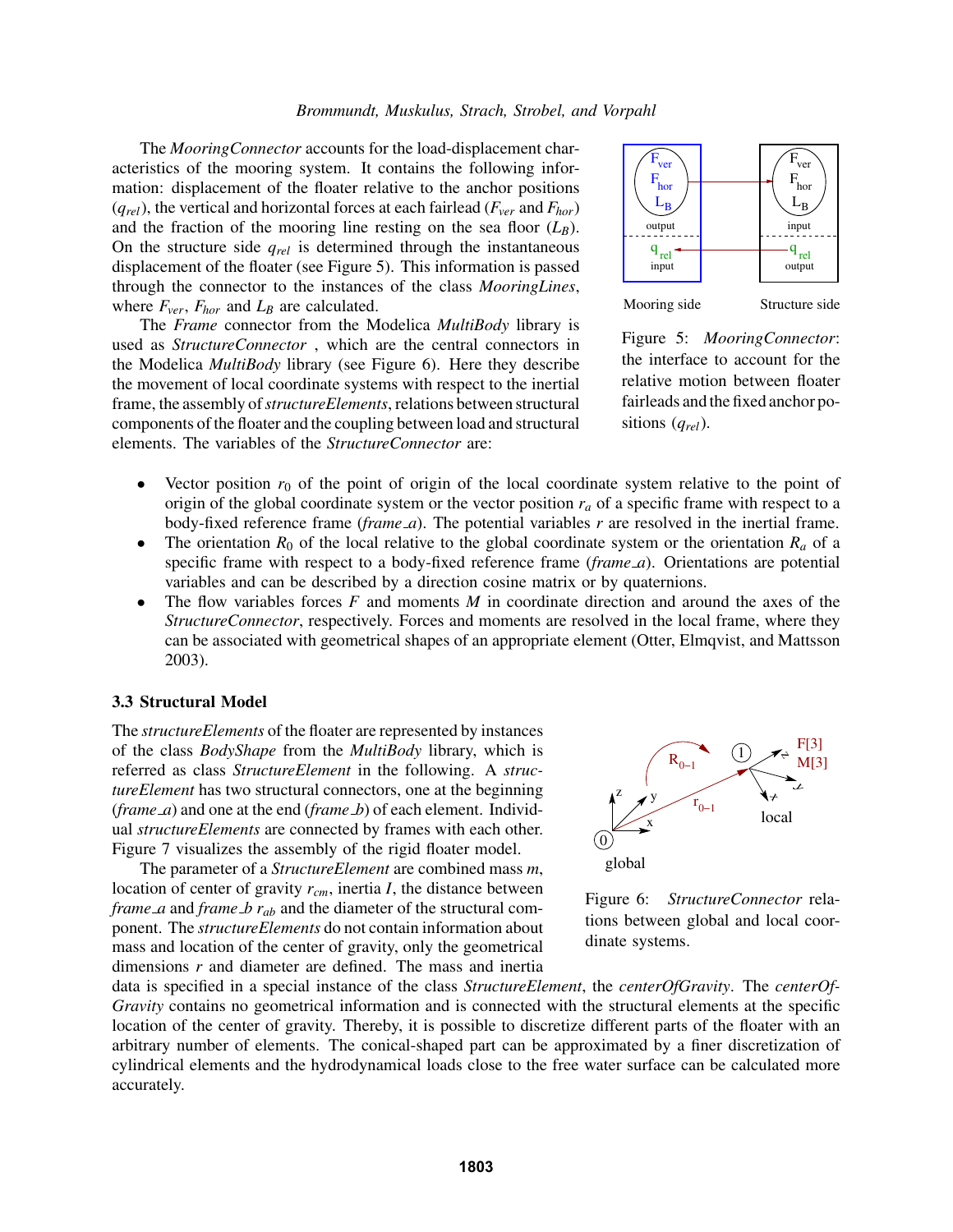The *MooringConnector* accounts for the load-displacement characteristics of the mooring system. It contains the following information: displacement of the floater relative to the anchor positions ($q_{rel}$), the vertical and horizontal forces at each fairlead ($F_{ver}$ and $F_{hor}$) and the fraction of the mooring line resting on the sea floor ($L_B$). On the structure side $q_{rel}$ is determined through the instantaneous displacement of the floater (see Figure 5). This information is passed through the connector to the instances of the class *MooringLines*, where $F_{ver}$, $F_{hor}$ and $L_B$ are calculated.

The *Frame* connector from the Modelica *MultiBody* library is used as *StructureConnector* , which are the central connectors in the Modelica *MultiBody* library (see Figure 6). Here they describe the movement of local coordinate systems with respect to the inertial frame, the assembly of *structureElements*, relations between structural components of the floater and the coupling between load and structural elements. The variables of the *StructureConnector* are:

Figure 5: *MooringConnector*: the interface to account for the relative motion between floater fairleads and the fixed anchor positions ($q_{rel}$).

- Vector position $r_0$ of the point of origin of the local coordinate system relative to the point of origin of the global coordinate system or the vector position $r_a$ of a specific frame with respect to a body-fixed reference frame (*frame_a*). The potential variables $r$ are resolved in the inertial frame.
- The orientation $R_0$ of the local relative to the global coordinate system or the orientation $R_a$ of a specific frame with respect to a body-fixed reference frame (*frame_a*). Orientations are potential variables and can be described by a direction cosine matrix or by quaternions.
- The flow variables forces $F$ and moments $M$ in coordinate direction and around the axes of the *StructureConnector*, respectively. Forces and moments are resolved in the local frame, where they can be associated with geometrical shapes of an appropriate element (Otter, Elmqvist, and Mattsson 2003).

### 3.3 Structural Model

The *structureElements* of the floater are represented by instances of the class *BodyShape* from the *MultiBody* library, which is referred as class *StructureElement* in the following. A *structureElement* has two structural connectors, one at the beginning (*frame_a*) and one at the end (*frame_b*) of each element. Individual *structureElements* are connected by frames with each other. Figure 7 visualizes the assembly of the rigid floater model.

The parameter of a *StructureElement* are combined mass $m$, location of center of gravity $r_{cm}$, inertia $I$, the distance between *frame_a* and *frame_b* $r_{ab}$ and the diameter of the structural component. The *structureElements* do not contain information about mass and location of the center of gravity, only the geometrical dimensions $r$ and diameter are defined. The mass and inertia data is specified in a special instance of the class *StructureElement*, the *centerOfGravity*. The *centerOfGravity* contains no geometrical information and is connected with the structural elements at the specific location of the center of gravity. Thereby, it is possible to discretize different parts of the floater with an arbitrary number of elements. The conical-shaped part can be approximated by a finer discretization of cylindrical elements and the hydrodynamical loads close to the free water surface can be calculated more accurately.

Figure 6: *StructureConnector* relations between global and local coordinate systems.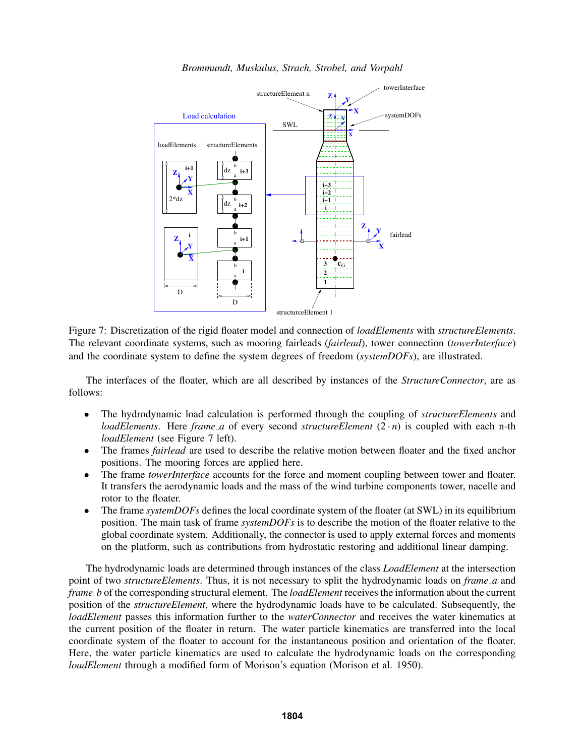Figure 7: Discretization of the rigid floater model and connection of *loadElements* with *structureElements*. The relevant coordinate systems, such as mooring fairleads (*fairlead*), tower connection (*towerInterface*) and the coordinate system to define the system degrees of freedom (*systemDOFs*), are illustrated.

The interfaces of the floater, which are all described by instances of the *StructureConnector*, are as follows:

- The hydrodynamic load calculation is performed through the coupling of *structureElements* and *loadElements*. Here *frame_a* of every second *structureElement* $(2 \cdot n)$ is coupled with each n-th *loadElement* (see Figure 7 left).
- The frames *fairlead* are used to describe the relative motion between floater and the fixed anchor positions. The mooring forces are applied here.
- The frame *towerInterface* accounts for the force and moment coupling between tower and floater. It transfers the aerodynamic loads and the mass of the wind turbine components tower, nacelle and rotor to the floater.
- The frame *systemDOFs* defines the local coordinate system of the floater (at SWL) in its equilibrium position. The main task of frame *systemDOFs* is to describe the motion of the floater relative to the global coordinate system. Additionally, the connector is used to apply external forces and moments on the platform, such as contributions from hydrostatic restoring and additional linear damping.

The hydrodynamic loads are determined through instances of the class *LoadElement* at the intersection point of two *structureElements*. Thus, it is not necessary to split the hydrodynamic loads on *frame_a* and *frame_b* of the corresponding structural element. The *loadElement* receives the information about the current position of the *structureElement*, where the hydrodynamic loads have to be calculated. Subsequently, the *loadElement* passes this information further to the *waterConnector* and receives the water kinematics at the current position of the floater in return. The water particle kinematics are transferred into the local coordinate system of the floater to account for the instantaneous position and orientation of the floater. Here, the water particle kinematics are used to calculate the hydrodynamic loads on the corresponding *loadElement* through a modified form of Morison's equation (Morison et al. 1950).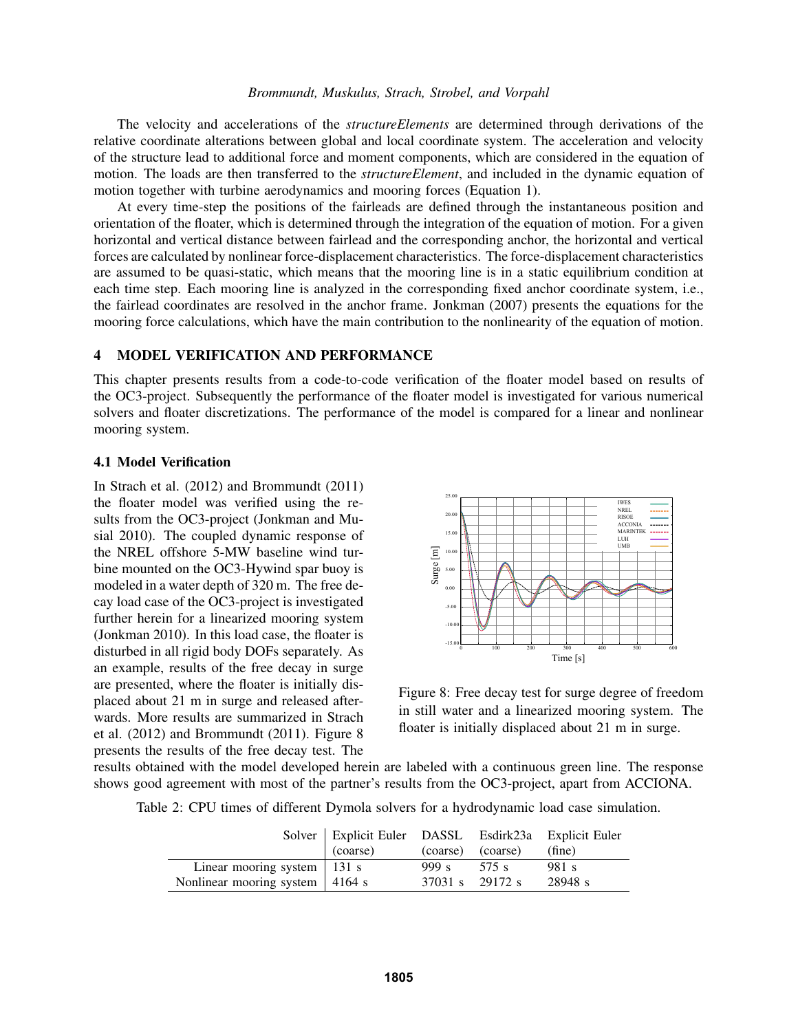The velocity and accelerations of the *structureElements* are determined through derivations of the relative coordinate alterations between global and local coordinate system. The acceleration and velocity of the structure lead to additional force and moment components, which are considered in the equation of motion. The loads are then transferred to the *structureElement*, and included in the dynamic equation of motion together with turbine aerodynamics and mooring forces (Equation 1).

At every time-step the positions of the fairleads are defined through the instantaneous position and orientation of the floater, which is determined through the integration of the equation of motion. For a given horizontal and vertical distance between fairlead and the corresponding anchor, the horizontal and vertical forces are calculated by nonlinear force-displacement characteristics. The force-displacement characteristics are assumed to be quasi-static, which means that the mooring line is in a static equilibrium condition at each time step. Each mooring line is analyzed in the corresponding fixed anchor coordinate system, i.e., the fairlead coordinates are resolved in the anchor frame. Jonkman (2007) presents the equations for the mooring force calculations, which have the main contribution to the nonlinearity of the equation of motion.

## 4 MODEL VERIFICATION AND PERFORMANCE

This chapter presents results from a code-to-code verification of the floater model based on results of the OC3-project. Subsequently the performance of the floater model is investigated for various numerical solvers and floater discretizations. The performance of the model is compared for a linear and nonlinear mooring system.

### 4.1 Model Verification

In Strach et al. (2012) and Brommundt (2011) the floater model was verified using the results from the OC3-project (Jonkman and Musial 2010). The coupled dynamic response of the NREL offshore 5-MW baseline wind turbine mounted on the OC3-Hywind spar buoy is modeled in a water depth of 320 m. The free decay load case of the OC3-project is investigated further herein for a linearized mooring system (Jonkman 2010). In this load case, the floater is disturbed in all rigid body DOFs separately. As an example, results of the free decay in surge are presented, where the floater is initially displaced about 21 m in surge and released afterwards. More results are summarized in Strach et al. (2012) and Brommundt (2011). Figure 8 presents the results of the free decay test. The results obtained with the model developed herein are labeled with a continuous green line. The response shows good agreement with most of the partner's results from the OC3-project, apart from ACCIONA.

Figure 8: Free decay test for surge degree of freedom in still water and a linearized mooring system. The floater is initially displaced about 21 m in surge.

Table 2: CPU times of different Dymola solvers for a hydrodynamic load case simulation.

| Solver | Explicit Euler (coarse) | DASSL (coarse) | Esdirk23a (coarse) | Explicit Euler (fine) |
|---|---|---|---|---|
| Linear mooring system | 131 s | 999 s | 575 s | 981 s |
| Nonlinear mooring system | 4164 s | 37031 s | 29172 s | 28948 s |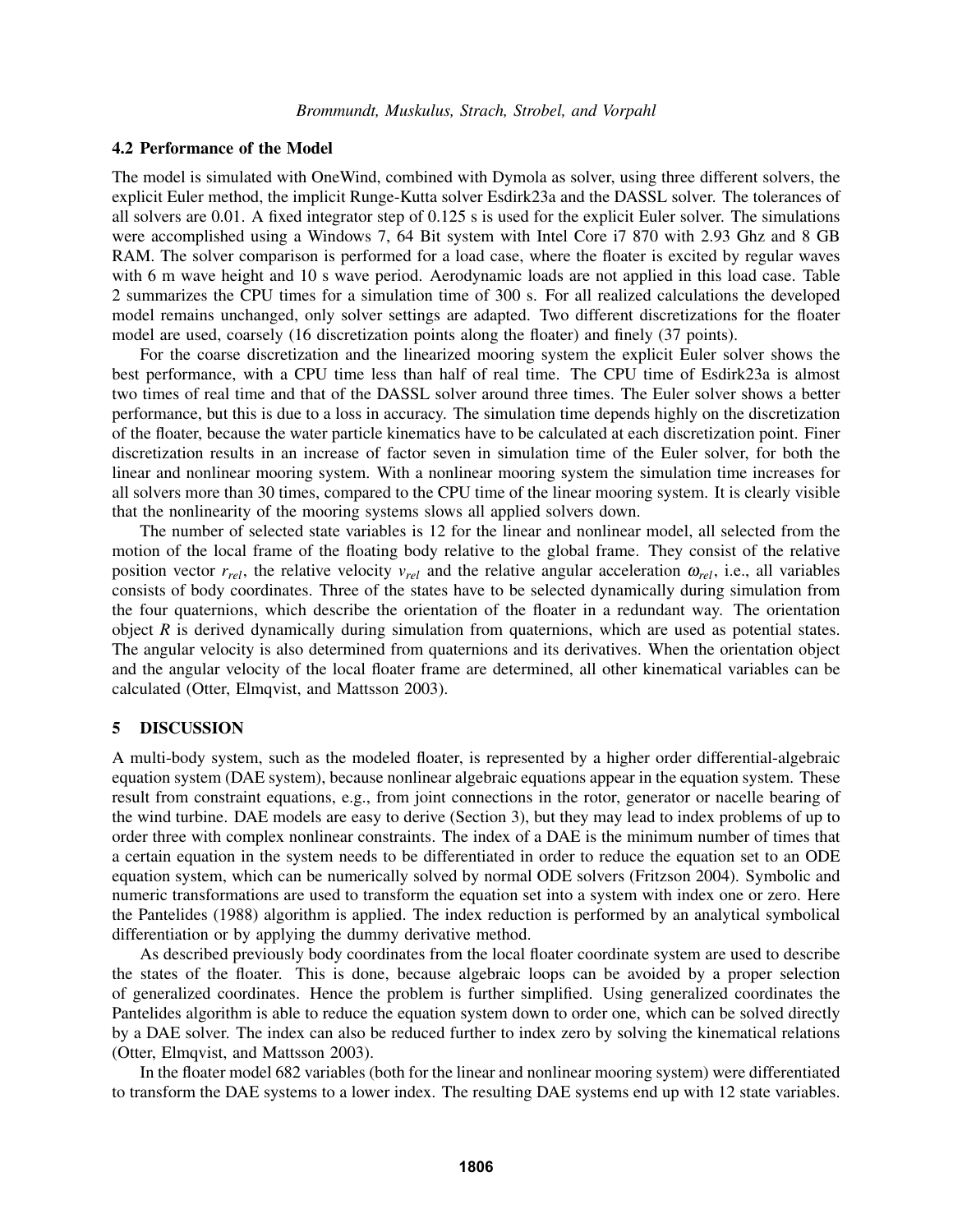### 4.2 Performance of the Model

The model is simulated with OneWind, combined with Dymola as solver, using three different solvers, the explicit Euler method, the implicit Runge-Kutta solver Esdirk23a and the DASSL solver. The tolerances of all solvers are 0.01. A fixed integrator step of 0.125 s is used for the explicit Euler solver. The simulations were accomplished using a Windows 7, 64 Bit system with Intel Core i7 870 with 2.93 Ghz and 8 GB RAM. The solver comparison is performed for a load case, where the floater is excited by regular waves with 6 m wave height and 10 s wave period. Aerodynamic loads are not applied in this load case. Table 2 summarizes the CPU times for a simulation time of 300 s. For all realized calculations the developed model remains unchanged, only solver settings are adapted. Two different discretizations for the floater model are used, coarsely (16 discretization points along the floater) and finely (37 points).

For the coarse discretization and the linearized mooring system the explicit Euler solver shows the best performance, with a CPU time less than half of real time. The CPU time of Esdirk23a is almost two times of real time and that of the DASSL solver around three times. The Euler solver shows a better performance, but this is due to a loss in accuracy. The simulation time depends highly on the discretization of the floater, because the water particle kinematics have to be calculated at each discretization point. Finer discretization results in an increase of factor seven in simulation time of the Euler solver, for both the linear and nonlinear mooring system. With a nonlinear mooring system the simulation time increases for all solvers more than 30 times, compared to the CPU time of the linear mooring system. It is clearly visible that the nonlinearity of the mooring systems slows all applied solvers down.

The number of selected state variables is 12 for the linear and nonlinear model, all selected from the motion of the local frame of the floating body relative to the global frame. They consist of the relative position vector $r_{rel}$, the relative velocity $v_{rel}$ and the relative angular acceleration $\omega_{rel}$, i.e., all variables consists of body coordinates. Three of the states have to be selected dynamically during simulation from the four quaternions, which describe the orientation of the floater in a redundant way. The orientation object $R$ is derived dynamically during simulation from quaternions, which are used as potential states. The angular velocity is also determined from quaternions and its derivatives. When the orientation object and the angular velocity of the local floater frame are determined, all other kinematical variables can be calculated (Otter, Elmqvist, and Mattsson 2003).

## 5 DISCUSSION

A multi-body system, such as the modeled floater, is represented by a higher order differential-algebraic equation system (DAE system), because nonlinear algebraic equations appear in the equation system. These result from constraint equations, e.g., from joint connections in the rotor, generator or nacelle bearing of the wind turbine. DAE models are easy to derive (Section 3), but they may lead to index problems of up to order three with complex nonlinear constraints. The index of a DAE is the minimum number of times that a certain equation in the system needs to be differentiated in order to reduce the equation set to an ODE equation system, which can be numerically solved by normal ODE solvers (Fritzson 2004). Symbolic and numeric transformations are used to transform the equation set into a system with index one or zero. Here the Pantelides (1988) algorithm is applied. The index reduction is performed by an analytical symbolical differentiation or by applying the dummy derivative method.

As described previously body coordinates from the local floater coordinate system are used to describe the states of the floater. This is done, because algebraic loops can be avoided by a proper selection of generalized coordinates. Hence the problem is further simplified. Using generalized coordinates the Pantelides algorithm is able to reduce the equation system down to order one, which can be solved directly by a DAE solver. The index can also be reduced further to index zero by solving the kinematical relations (Otter, Elmqvist, and Mattsson 2003).

In the floater model 682 variables (both for the linear and nonlinear mooring system) were differentiated to transform the DAE systems to a lower index. The resulting DAE systems end up with 12 state variables.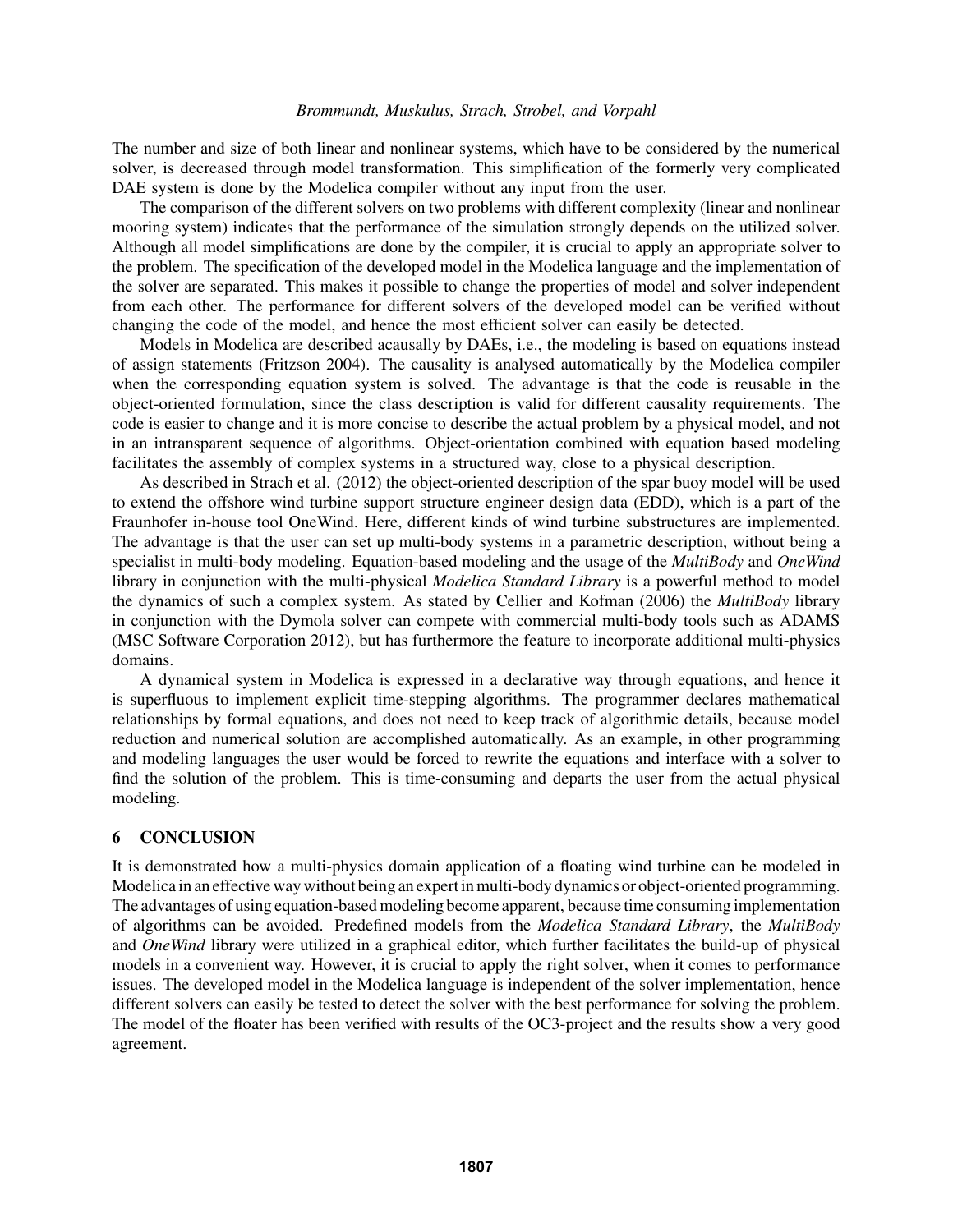The number and size of both linear and nonlinear systems, which have to be considered by the numerical solver, is decreased through model transformation. This simplification of the formerly very complicated DAE system is done by the Modelica compiler without any input from the user.

The comparison of the different solvers on two problems with different complexity (linear and nonlinear mooring system) indicates that the performance of the simulation strongly depends on the utilized solver. Although all model simplifications are done by the compiler, it is crucial to apply an appropriate solver to the problem. The specification of the developed model in the Modelica language and the implementation of the solver are separated. This makes it possible to change the properties of model and solver independent from each other. The performance for different solvers of the developed model can be verified without changing the code of the model, and hence the most efficient solver can easily be detected.

Models in Modelica are described acausally by DAEs, i.e., the modeling is based on equations instead of assign statements (Fritzson 2004). The causality is analysed automatically by the Modelica compiler when the corresponding equation system is solved. The advantage is that the code is reusable in the object-oriented formulation, since the class description is valid for different causality requirements. The code is easier to change and it is more concise to describe the actual problem by a physical model, and not in an intransparent sequence of algorithms. Object-orientation combined with equation based modeling facilitates the assembly of complex systems in a structured way, close to a physical description.

As described in Strach et al. (2012) the object-oriented description of the spar buoy model will be used to extend the offshore wind turbine support structure engineer design data (EDD), which is a part of the Fraunhofer in-house tool OneWind. Here, different kinds of wind turbine substructures are implemented. The advantage is that the user can set up multi-body systems in a parametric description, without being a specialist in multi-body modeling. Equation-based modeling and the usage of the *MultiBody* and *OneWind* library in conjunction with the multi-physical *Modelica Standard Library* is a powerful method to model the dynamics of such a complex system. As stated by Cellier and Kofman (2006) the *MultiBody* library in conjunction with the Dymola solver can compete with commercial multi-body tools such as ADAMS (MSC Software Corporation 2012), but has furthermore the feature to incorporate additional multi-physics domains.

A dynamical system in Modelica is expressed in a declarative way through equations, and hence it is superfluous to implement explicit time-stepping algorithms. The programmer declares mathematical relationships by formal equations, and does not need to keep track of algorithmic details, because model reduction and numerical solution are accomplished automatically. As an example, in other programming and modeling languages the user would be forced to rewrite the equations and interface with a solver to find the solution of the problem. This is time-consuming and departs the user from the actual physical modeling.

## 6 CONCLUSION

It is demonstrated how a multi-physics domain application of a floating wind turbine can be modeled in Modelica in an effective way without being an expert in multi-body dynamics or object-oriented programming. The advantages of using equation-based modeling become apparent, because time consuming implementation of algorithms can be avoided. Predefined models from the *Modelica Standard Library*, the *MultiBody* and *OneWind* library were utilized in a graphical editor, which further facilitates the build-up of physical models in a convenient way. However, it is crucial to apply the right solver, when it comes to performance issues. The developed model in the Modelica language is independent of the solver implementation, hence different solvers can easily be tested to detect the solver with the best performance for solving the problem. The model of the floater has been verified with results of the OC3-project and the results show a very good agreement.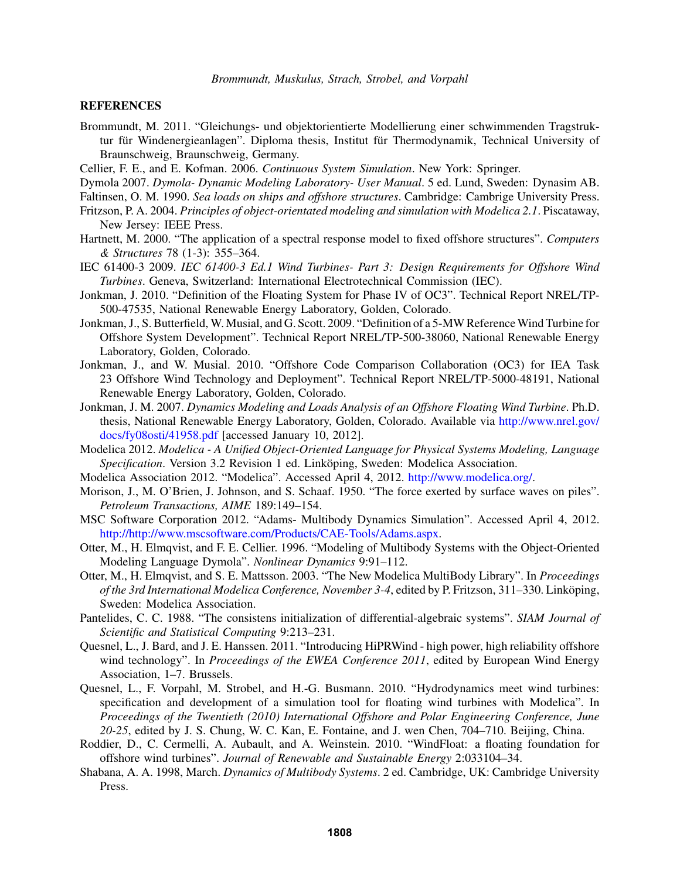## REFERENCES

Brommundt, M. 2011. "Gleichungs- und objektorientierte Modellierung einer schwimmenden Tragstruktur für Windenergieanlagen". Diploma thesis, Institut für Thermodynamik, Technical University of Braunschweig, Braunschweig, Germany.

Cellier, F. E., and E. Kofman. 2006. *Continuous System Simulation*. New York: Springer.

Dymola 2007. *Dymola- Dynamic Modeling Laboratory- User Manual*. 5 ed. Lund, Sweden: Dynasim AB.

Faltinsen, O. M. 1990. *Sea loads on ships and offshore structures*. Cambridge: Cambrige University Press.

Fritzson, P. A. 2004. *Principles of object-orientated modeling and simulation with Modelica 2.1*. Piscataway, New Jersey: IEEE Press.

Hartnett, M. 2000. "The application of a spectral response model to fixed offshore structures". *Computers & Structures* 78 (1-3): 355–364.

IEC 61400-3 2009. *IEC 61400-3 Ed.1 Wind Turbines- Part 3: Design Requirements for Offshore Wind Turbines*. Geneva, Switzerland: International Electrotechnical Commission (IEC).

Jonkman, J. 2010. "Definition of the Floating System for Phase IV of OC3". Technical Report NREL/TP-500-47535, National Renewable Energy Laboratory, Golden, Colorado.

Jonkman, J., S. Butterfield, W. Musial, and G. Scott. 2009. "Definition of a 5-MW Reference Wind Turbine for Offshore System Development". Technical Report NREL/TP-500-38060, National Renewable Energy Laboratory, Golden, Colorado.

Jonkman, J., and W. Musial. 2010. "Offshore Code Comparison Collaboration (OC3) for IEA Task 23 Offshore Wind Technology and Deployment". Technical Report NREL/TP-5000-48191, National Renewable Energy Laboratory, Golden, Colorado.

Jonkman, J. M. 2007. *Dynamics Modeling and Loads Analysis of an Offshore Floating Wind Turbine*. Ph.D. thesis, National Renewable Energy Laboratory, Golden, Colorado. Available via http://www.nrel.gov/docs/fy08osti/41958.pdf [accessed January 10, 2012].

Modelica 2012. *Modelica - A Unified Object-Oriented Language for Physical Systems Modeling, Language Specification*. Version 3.2 Revision 1 ed. Linköping, Sweden: Modelica Association.

Modelica Association 2012. "Modelica". Accessed April 4, 2012. http://www.modelica.org/.

Morison, J., M. O'Brien, J. Johnson, and S. Schaaf. 1950. "The force exerted by surface waves on piles". *Petroleum Transactions, AIME* 189:149–154.

MSC Software Corporation 2012. "Adams- Multibody Dynamics Simulation". Accessed April 4, 2012. http://http://www.mscsoftware.com/Products/CAE-Tools/Adams.aspx.

Otter, M., H. Elmqvist, and F. E. Cellier. 1996. "Modeling of Multibody Systems with the Object-Oriented Modeling Language Dymola". *Nonlinear Dynamics* 9:91–112.

Otter, M., H. Elmqvist, and S. E. Mattsson. 2003. "The New Modelica MultiBody Library". In *Proceedings of the 3rd International Modelica Conference, November 3-4*, edited by P. Fritzson, 311–330. Linköping, Sweden: Modelica Association.

Pantelides, C. C. 1988. "The consistens initialization of differential-algebraic systems". *SIAM Journal of Scientific and Statistical Computing* 9:213–231.

Quesnel, L., J. Bard, and J. E. Hanssen. 2011. "Introducing HiPRWind - high power, high reliability offshore wind technology". In *Proceedings of the EWEA Conference 2011*, edited by European Wind Energy Association, 1–7. Brussels.

Quesnel, L., F. Vorpahl, M. Strobel, and H.-G. Busmann. 2010. "Hydrodynamics meet wind turbines: specification and development of a simulation tool for floating wind turbines with Modelica". In *Proceedings of the Twentieth (2010) International Offshore and Polar Engineering Conference, June 20-25*, edited by J. S. Chung, W. C. Kan, E. Fontaine, and J. wen Chen, 704–710. Beijing, China.

Roddier, D., C. Cermelli, A. Aubault, and A. Weinstein. 2010. "WindFloat: a floating foundation for offshore wind turbines". *Journal of Renewable and Sustainable Energy* 2:033104–34.

Shabana, A. A. 1998, March. *Dynamics of Multibody Systems*. 2 ed. Cambridge, UK: Cambridge University Press.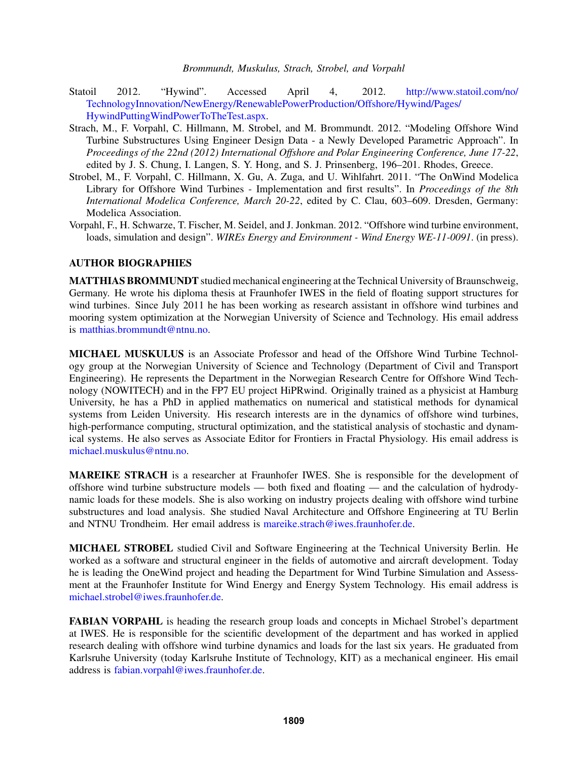Statoil 2012. "Hywind". Accessed April 4, 2012. http://www.statoil.com/no/TechnologyInnovation/NewEnergy/RenewablePowerProduction/Offshore/Hywind/Pages/HywindPuttingWindPowerToTheTest.aspx.

Strach, M., F. Vorpahl, C. Hillmann, M. Strobel, and M. Brommundt. 2012. "Modeling Offshore Wind Turbine Substructures Using Engineer Design Data - a Newly Developed Parametric Approach". In *Proceedings of the 22nd (2012) International Offshore and Polar Engineering Conference, June 17-22*, edited by J. S. Chung, I. Langen, S. Y. Hong, and S. J. Prinsenberg, 196–201. Rhodes, Greece.

Strobel, M., F. Vorpahl, C. Hillmann, X. Gu, A. Zuga, and U. Wihlfahrt. 2011. "The OnWind Modelica Library for Offshore Wind Turbines - Implementation and first results". In *Proceedings of the 8th International Modelica Conference, March 20-22*, edited by C. Clau, 603–609. Dresden, Germany: Modelica Association.

Vorpahl, F., H. Schwarze, T. Fischer, M. Seidel, and J. Jonkman. 2012. "Offshore wind turbine environment, loads, simulation and design". *WIREs Energy and Environment - Wind Energy WE-11-0091*. (in press).

## AUTHOR BIOGRAPHIES

**MATTHIAS BROMMUNDT** studied mechanical engineering at the Technical University of Braunschweig, Germany. He wrote his diploma thesis at Fraunhofer IWES in the field of floating support structures for wind turbines. Since July 2011 he has been working as research assistant in offshore wind turbines and mooring system optimization at the Norwegian University of Science and Technology. His email address is matthias.brommundt@ntnu.no.

**MICHAEL MUSKULUS** is an Associate Professor and head of the Offshore Wind Turbine Technology group at the Norwegian University of Science and Technology (Department of Civil and Transport Engineering). He represents the Department in the Norwegian Research Centre for Offshore Wind Technology (NOWITECH) and in the FP7 EU project HiPRwind. Originally trained as a physicist at Hamburg University, he has a PhD in applied mathematics on numerical and statistical methods for dynamical systems from Leiden University. His research interests are in the dynamics of offshore wind turbines, high-performance computing, structural optimization, and the statistical analysis of stochastic and dynamical systems. He also serves as Associate Editor for Frontiers in Fractal Physiology. His email address is michael.muskulus@ntnu.no.

**MAREIKE STRACH** is a researcher at Fraunhofer IWES. She is responsible for the development of offshore wind turbine substructure models — both fixed and floating — and the calculation of hydrodynamic loads for these models. She is also working on industry projects dealing with offshore wind turbine substructures and load analysis. She studied Naval Architecture and Offshore Engineering at TU Berlin and NTNU Trondheim. Her email address is mareike.strach@iwes.fraunhofer.de.

**MICHAEL STROBEL** studied Civil and Software Engineering at the Technical University Berlin. He worked as a software and structural engineer in the fields of automotive and aircraft development. Today he is leading the OneWind project and heading the Department for Wind Turbine Simulation and Assessment at the Fraunhofer Institute for Wind Energy and Energy System Technology. His email address is michael.strobel@iwes.fraunhofer.de.

**FABIAN VORPAHL** is heading the research group loads and concepts in Michael Strobel's department at IWES. He is responsible for the scientific development of the department and has worked in applied research dealing with offshore wind turbine dynamics and loads for the last six years. He graduated from Karlsruhe University (today Karlsruhe Institute of Technology, KIT) as a mechanical engineer. His email address is fabian.vorpahl@iwes.fraunhofer.de.